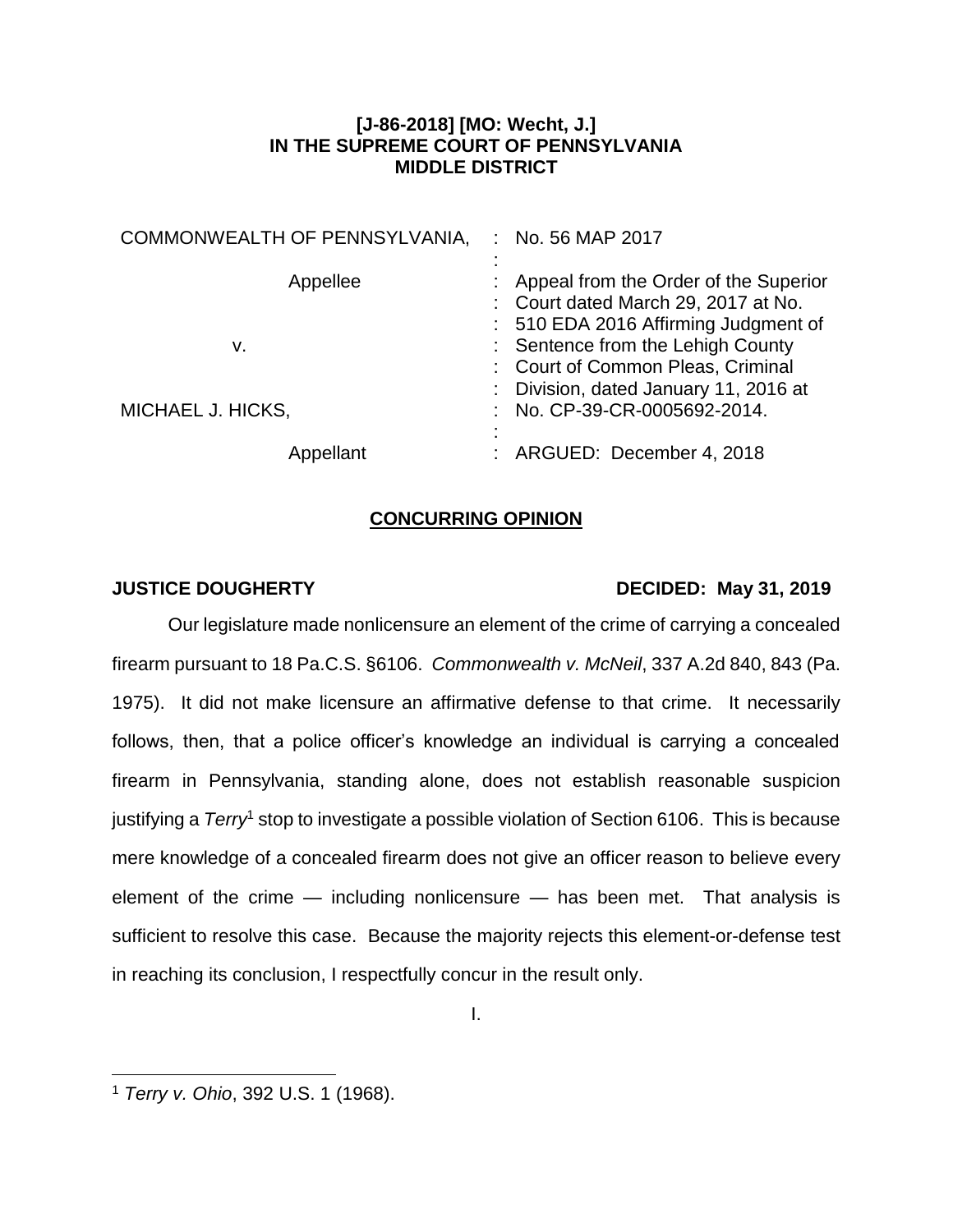**[J-86-2018] [MO: Wecht, J.]**
**IN THE SUPREME COURT OF PENNSYLVANIA**
**MIDDLE DISTRICT**

| | | |
|---|---|---|
| COMMONWEALTH OF PENNSYLVANIA, | : | No. 56 MAP 2017 |
| | : | |
| Appellee | : | Appeal from the Order of the Superior Court dated March 29, 2017 at No. 510 EDA 2016 Affirming Judgment of Sentence from the Lehigh County Court of Common Pleas, Criminal Division, dated January 11, 2016 at No. CP-39-CR-0005692-2014. |
| v. | : | |
| MICHAEL J. HICKS, | : | |
| | : | |
| Appellant | : | ARGUED: December 4, 2018 |

## CONCURRING OPINION

**JUSTICE DOUGHERTY** **DECIDED: May 31, 2019**

Our legislature made nonlicensure an element of the crime of carrying a concealed firearm pursuant to 18 Pa.C.S. §6106. *Commonwealth v. McNeil*, 337 A.2d 840, 843 (Pa. 1975). It did not make licensure an affirmative defense to that crime. It necessarily follows, then, that a police officer's knowledge an individual is carrying a concealed firearm in Pennsylvania, standing alone, does not establish reasonable suspicion justifying a *Terry*[1] stop to investigate a possible violation of Section 6106. This is because mere knowledge of a concealed firearm does not give an officer reason to believe every element of the crime — including nonlicensure — has been met. That analysis is sufficient to resolve this case. Because the majority rejects this element-or-defense test in reaching its conclusion, I respectfully concur in the result only.

I.

[1] *Terry v. Ohio*, 392 U.S. 1 (1968).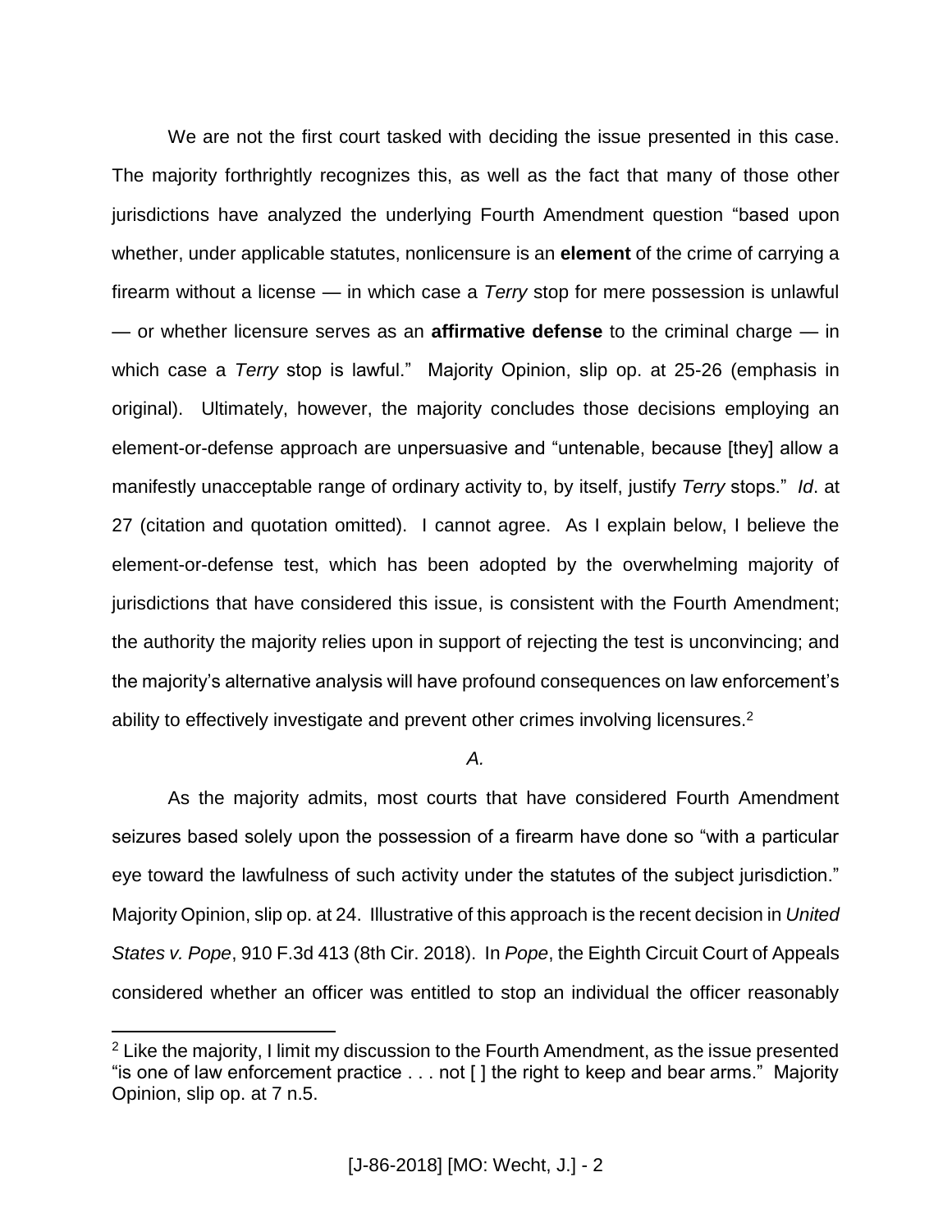We are not the first court tasked with deciding the issue presented in this case. The majority forthrightly recognizes this, as well as the fact that many of those other jurisdictions have analyzed the underlying Fourth Amendment question "based upon whether, under applicable statutes, nonlicensure is an **element** of the crime of carrying a firearm without a license — in which case a *Terry* stop for mere possession is unlawful — or whether licensure serves as an **affirmative defense** to the criminal charge — in which case a *Terry* stop is lawful." Majority Opinion, slip op. at 25-26 (emphasis in original). Ultimately, however, the majority concludes those decisions employing an element-or-defense approach are unpersuasive and "untenable, because [they] allow a manifestly unacceptable range of ordinary activity to, by itself, justify *Terry* stops." *Id*. at 27 (citation and quotation omitted). I cannot agree. As I explain below, I believe the element-or-defense test, which has been adopted by the overwhelming majority of jurisdictions that have considered this issue, is consistent with the Fourth Amendment; the authority the majority relies upon in support of rejecting the test is unconvincing; and the majority's alternative analysis will have profound consequences on law enforcement's ability to effectively investigate and prevent other crimes involving licensures.[2]

*A.*

As the majority admits, most courts that have considered Fourth Amendment seizures based solely upon the possession of a firearm have done so "with a particular eye toward the lawfulness of such activity under the statutes of the subject jurisdiction." Majority Opinion, slip op. at 24. Illustrative of this approach is the recent decision in *United States v. Pope*, 910 F.3d 413 (8th Cir. 2018). In *Pope*, the Eighth Circuit Court of Appeals considered whether an officer was entitled to stop an individual the officer reasonably

[2] Like the majority, I limit my discussion to the Fourth Amendment, as the issue presented "is one of law enforcement practice . . . not [ ] the right to keep and bear arms." Majority Opinion, slip op. at 7 n.5.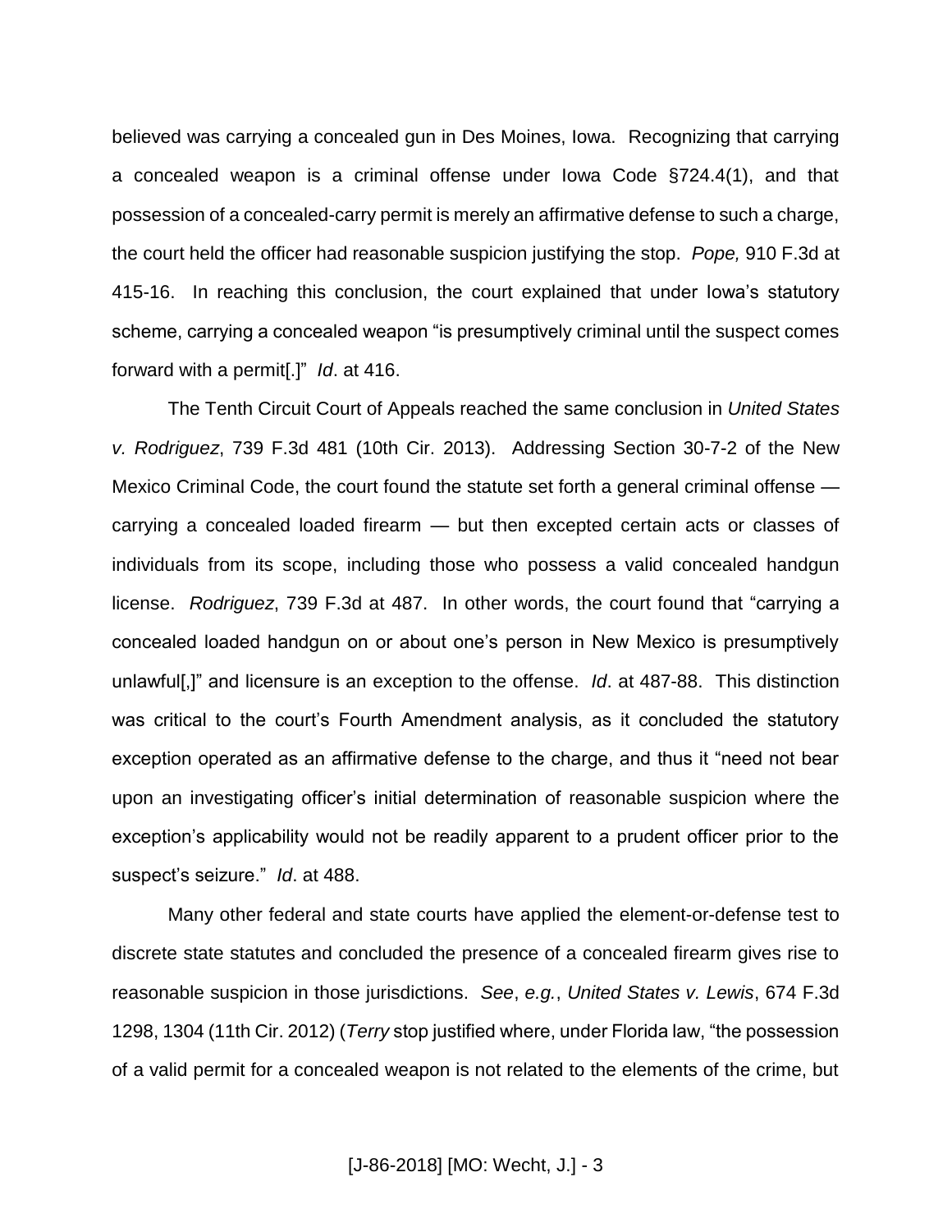believed was carrying a concealed gun in Des Moines, Iowa. Recognizing that carrying a concealed weapon is a criminal offense under Iowa Code §724.4(1), and that possession of a concealed-carry permit is merely an affirmative defense to such a charge, the court held the officer had reasonable suspicion justifying the stop. *Pope,* 910 F.3d at 415-16. In reaching this conclusion, the court explained that under Iowa's statutory scheme, carrying a concealed weapon "is presumptively criminal until the suspect comes forward with a permit[.]" *Id*. at 416.

The Tenth Circuit Court of Appeals reached the same conclusion in *United States v. Rodriguez*, 739 F.3d 481 (10th Cir. 2013). Addressing Section 30-7-2 of the New Mexico Criminal Code, the court found the statute set forth a general criminal offense — carrying a concealed loaded firearm — but then excepted certain acts or classes of individuals from its scope, including those who possess a valid concealed handgun license. *Rodriguez*, 739 F.3d at 487. In other words, the court found that "carrying a concealed loaded handgun on or about one's person in New Mexico is presumptively unlawful[,]" and licensure is an exception to the offense. *Id*. at 487-88. This distinction was critical to the court's Fourth Amendment analysis, as it concluded the statutory exception operated as an affirmative defense to the charge, and thus it "need not bear upon an investigating officer's initial determination of reasonable suspicion where the exception's applicability would not be readily apparent to a prudent officer prior to the suspect's seizure." *Id*. at 488.

Many other federal and state courts have applied the element-or-defense test to discrete state statutes and concluded the presence of a concealed firearm gives rise to reasonable suspicion in those jurisdictions. *See*, *e.g.*, *United States v. Lewis*, 674 F.3d 1298, 1304 (11th Cir. 2012) (*Terry* stop justified where, under Florida law, "the possession of a valid permit for a concealed weapon is not related to the elements of the crime, but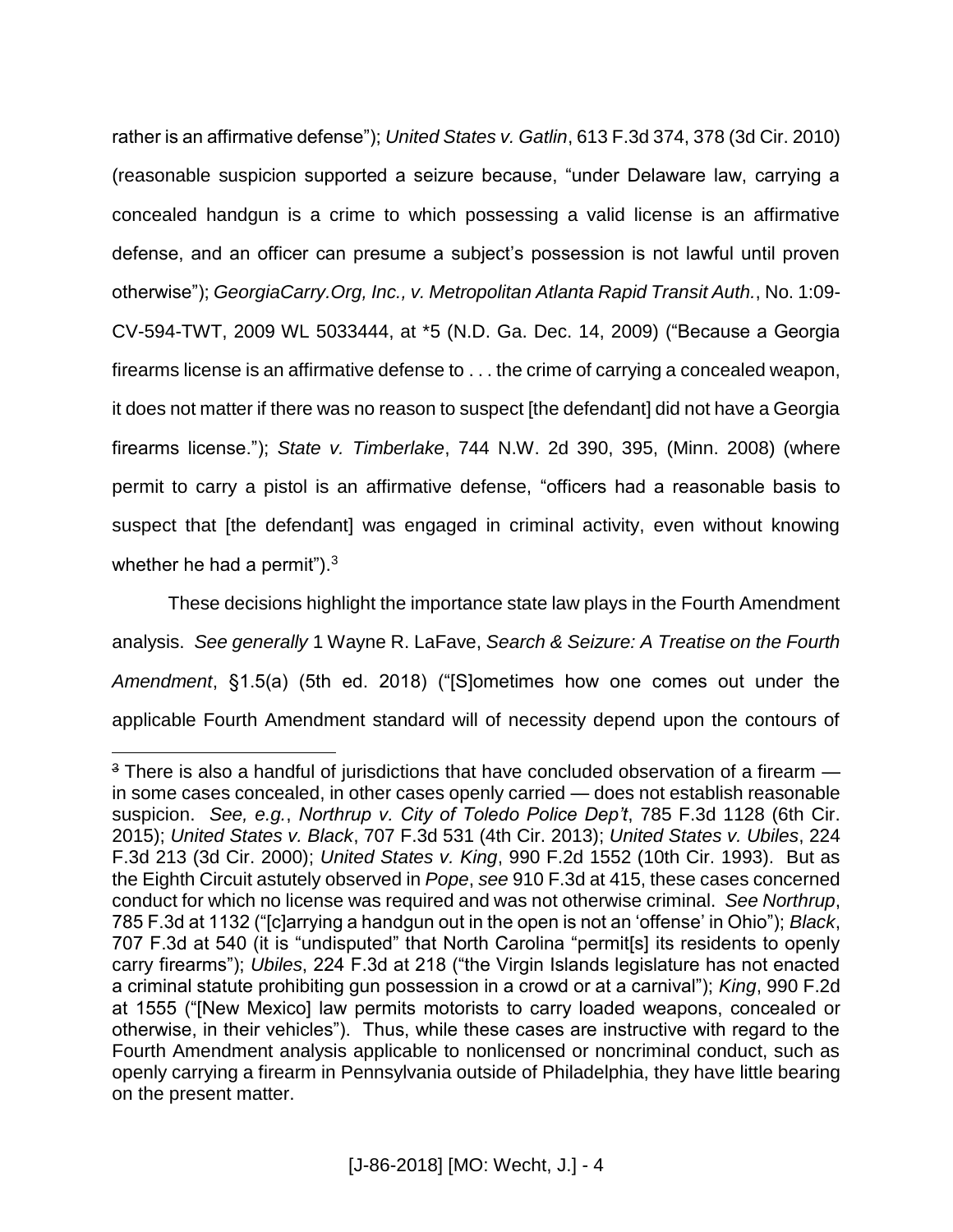rather is an affirmative defense"); *United States v. Gatlin*, 613 F.3d 374, 378 (3d Cir. 2010) (reasonable suspicion supported a seizure because, "under Delaware law, carrying a concealed handgun is a crime to which possessing a valid license is an affirmative defense, and an officer can presume a subject's possession is not lawful until proven otherwise"); *GeorgiaCarry.Org, Inc., v. Metropolitan Atlanta Rapid Transit Auth.*, No. 1:09-CV-594-TWT, 2009 WL 5033444, at *5 (N.D. Ga. Dec. 14, 2009) ("Because a Georgia firearms license is an affirmative defense to . . . the crime of carrying a concealed weapon, it does not matter if there was no reason to suspect [the defendant] did not have a Georgia firearms license."); *State v. Timberlake*, 744 N.W. 2d 390, 395, (Minn. 2008) (where permit to carry a pistol is an affirmative defense, "officers had a reasonable basis to suspect that [the defendant] was engaged in criminal activity, even without knowing whether he had a permit").[3]

These decisions highlight the importance state law plays in the Fourth Amendment analysis. *See generally* 1 Wayne R. LaFave, *Search & Seizure: A Treatise on the Fourth Amendment*, §1.5(a) (5th ed. 2018) ("[S]ometimes how one comes out under the applicable Fourth Amendment standard will of necessity depend upon the contours of

---

[3] There is also a handful of jurisdictions that have concluded observation of a firearm — in some cases concealed, in other cases openly carried — does not establish reasonable suspicion. *See, e.g.*, *Northrup v. City of Toledo Police Dep't*, 785 F.3d 1128 (6th Cir. 2015); *United States v. Black*, 707 F.3d 531 (4th Cir. 2013); *United States v. Ubiles*, 224 F.3d 213 (3d Cir. 2000); *United States v. King*, 990 F.2d 1552 (10th Cir. 1993). But as the Eighth Circuit astutely observed in *Pope*, *see* 910 F.3d at 415, these cases concerned conduct for which no license was required and was not otherwise criminal. *See Northrup*, 785 F.3d at 1132 ("[c]arrying a handgun out in the open is not an 'offense' in Ohio"); *Black*, 707 F.3d at 540 (it is "undisputed" that North Carolina "permit[s] its residents to openly carry firearms"); *Ubiles*, 224 F.3d at 218 ("the Virgin Islands legislature has not enacted a criminal statute prohibiting gun possession in a crowd or at a carnival"); *King*, 990 F.2d at 1555 ("[New Mexico] law permits motorists to carry loaded weapons, concealed or otherwise, in their vehicles"). Thus, while these cases are instructive with regard to the Fourth Amendment analysis applicable to nonlicensed or noncriminal conduct, such as openly carrying a firearm in Pennsylvania outside of Philadelphia, they have little bearing on the present matter.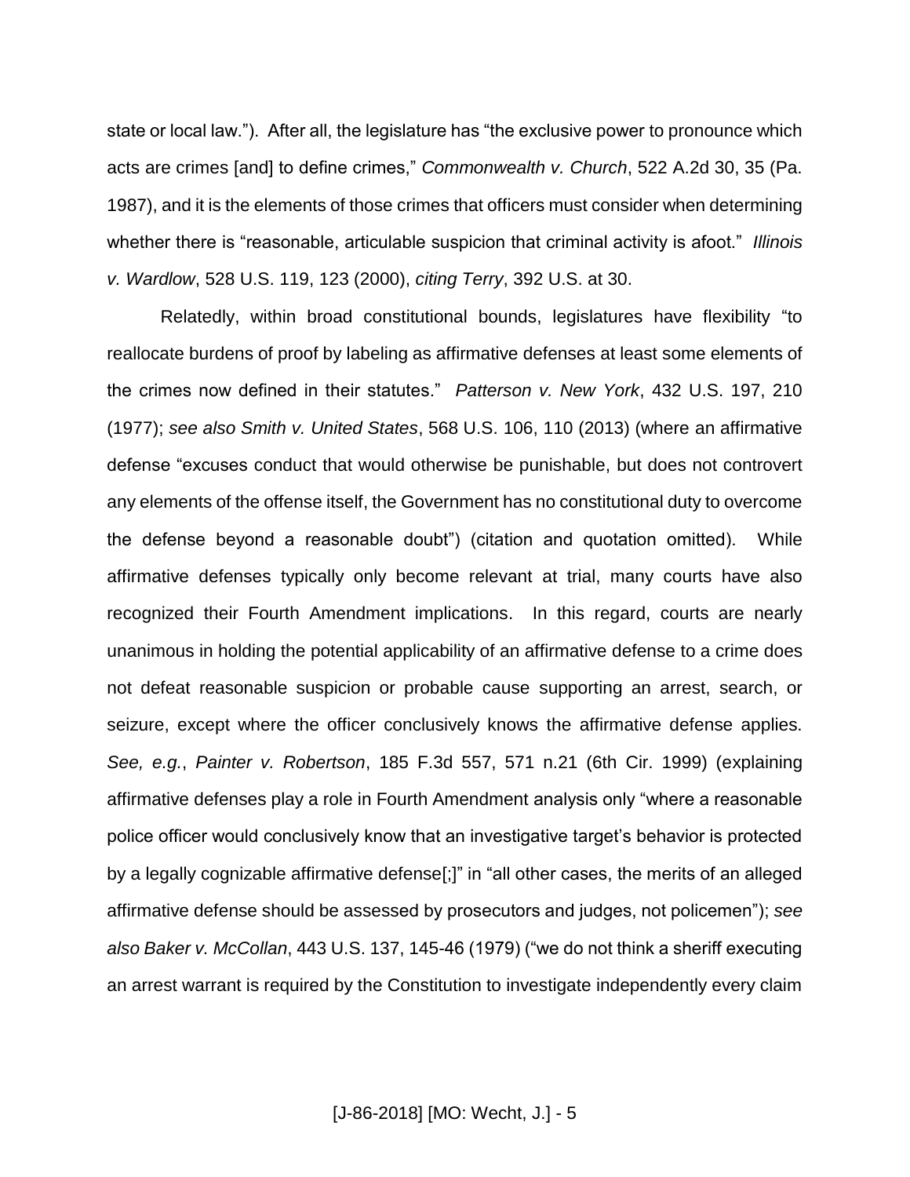state or local law."). After all, the legislature has "the exclusive power to pronounce which acts are crimes [and] to define crimes," *Commonwealth v. Church*, 522 A.2d 30, 35 (Pa. 1987), and it is the elements of those crimes that officers must consider when determining whether there is "reasonable, articulable suspicion that criminal activity is afoot." *Illinois v. Wardlow*, 528 U.S. 119, 123 (2000), *citing Terry*, 392 U.S. at 30.

Relatedly, within broad constitutional bounds, legislatures have flexibility "to reallocate burdens of proof by labeling as affirmative defenses at least some elements of the crimes now defined in their statutes." *Patterson v. New York*, 432 U.S. 197, 210 (1977); *see also Smith v. United States*, 568 U.S. 106, 110 (2013) (where an affirmative defense "excuses conduct that would otherwise be punishable, but does not controvert any elements of the offense itself, the Government has no constitutional duty to overcome the defense beyond a reasonable doubt") (citation and quotation omitted). While affirmative defenses typically only become relevant at trial, many courts have also recognized their Fourth Amendment implications. In this regard, courts are nearly unanimous in holding the potential applicability of an affirmative defense to a crime does not defeat reasonable suspicion or probable cause supporting an arrest, search, or seizure, except where the officer conclusively knows the affirmative defense applies. *See, e.g.*, *Painter v. Robertson*, 185 F.3d 557, 571 n.21 (6th Cir. 1999) (explaining affirmative defenses play a role in Fourth Amendment analysis only "where a reasonable police officer would conclusively know that an investigative target's behavior is protected by a legally cognizable affirmative defense[;]" in "all other cases, the merits of an alleged affirmative defense should be assessed by prosecutors and judges, not policemen"); *see also Baker v. McCollan*, 443 U.S. 137, 145-46 (1979) ("we do not think a sheriff executing an arrest warrant is required by the Constitution to investigate independently every claim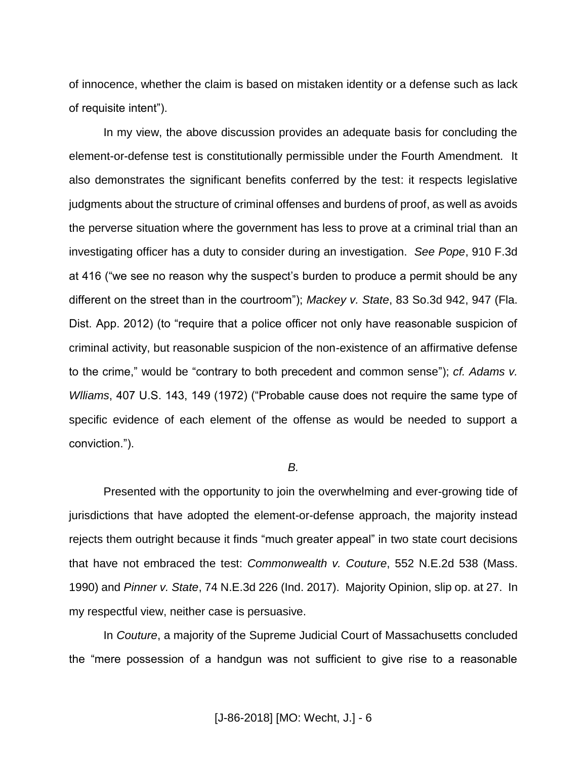of innocence, whether the claim is based on mistaken identity or a defense such as lack of requisite intent").

In my view, the above discussion provides an adequate basis for concluding the element-or-defense test is constitutionally permissible under the Fourth Amendment. It also demonstrates the significant benefits conferred by the test: it respects legislative judgments about the structure of criminal offenses and burdens of proof, as well as avoids the perverse situation where the government has less to prove at a criminal trial than an investigating officer has a duty to consider during an investigation. *See Pope*, 910 F.3d at 416 ("we see no reason why the suspect's burden to produce a permit should be any different on the street than in the courtroom"); *Mackey v. State*, 83 So.3d 942, 947 (Fla. Dist. App. 2012) (to "require that a police officer not only have reasonable suspicion of criminal activity, but reasonable suspicion of the non-existence of an affirmative defense to the crime," would be "contrary to both precedent and common sense"); *cf. Adams v. Wlliams*, 407 U.S. 143, 149 (1972) ("Probable cause does not require the same type of specific evidence of each element of the offense as would be needed to support a conviction.").

*B.*

Presented with the opportunity to join the overwhelming and ever-growing tide of jurisdictions that have adopted the element-or-defense approach, the majority instead rejects them outright because it finds "much greater appeal" in two state court decisions that have not embraced the test: *Commonwealth v. Couture*, 552 N.E.2d 538 (Mass. 1990) and *Pinner v. State*, 74 N.E.3d 226 (Ind. 2017). Majority Opinion, slip op. at 27. In my respectful view, neither case is persuasive.

In *Couture*, a majority of the Supreme Judicial Court of Massachusetts concluded the "mere possession of a handgun was not sufficient to give rise to a reasonable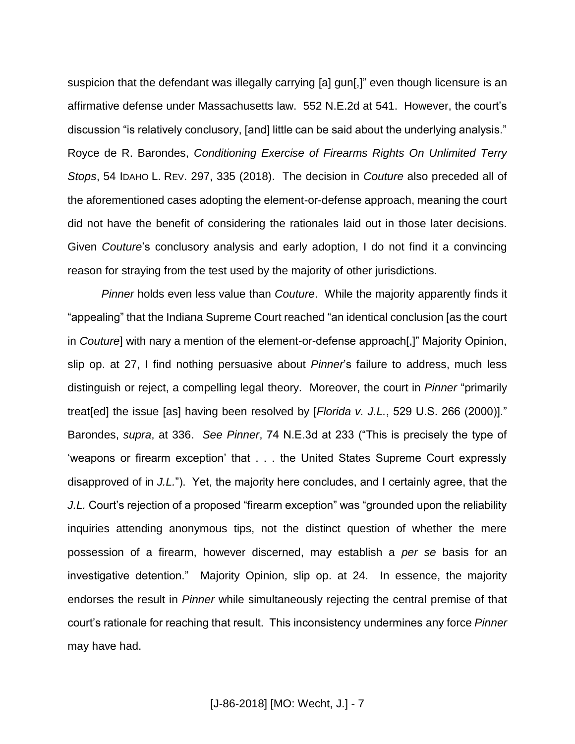suspicion that the defendant was illegally carrying [a] gun[,]" even though licensure is an affirmative defense under Massachusetts law. 552 N.E.2d at 541. However, the court's discussion "is relatively conclusory, [and] little can be said about the underlying analysis." Royce de R. Barondes, *Conditioning Exercise of Firearms Rights On Unlimited Terry Stops*, 54 IDAHO L. REV. 297, 335 (2018). The decision in *Couture* also preceded all of the aforementioned cases adopting the element-or-defense approach, meaning the court did not have the benefit of considering the rationales laid out in those later decisions. Given *Couture*'s conclusory analysis and early adoption, I do not find it a convincing reason for straying from the test used by the majority of other jurisdictions.

*Pinner* holds even less value than *Couture*. While the majority apparently finds it "appealing" that the Indiana Supreme Court reached "an identical conclusion [as the court in *Couture*] with nary a mention of the element-or-defense approach[,]" Majority Opinion, slip op. at 27, I find nothing persuasive about *Pinner*'s failure to address, much less distinguish or reject, a compelling legal theory. Moreover, the court in *Pinner* "primarily treat[ed] the issue [as] having been resolved by [*Florida v. J.L.*, 529 U.S. 266 (2000)]." Barondes, *supra*, at 336. *See Pinner*, 74 N.E.3d at 233 ("This is precisely the type of 'weapons or firearm exception' that . . . the United States Supreme Court expressly disapproved of in *J.L.*"). Yet, the majority here concludes, and I certainly agree, that the *J.L.* Court's rejection of a proposed "firearm exception" was "grounded upon the reliability inquiries attending anonymous tips, not the distinct question of whether the mere possession of a firearm, however discerned, may establish a *per se* basis for an investigative detention." Majority Opinion, slip op. at 24. In essence, the majority endorses the result in *Pinner* while simultaneously rejecting the central premise of that court's rationale for reaching that result. This inconsistency undermines any force *Pinner* may have had.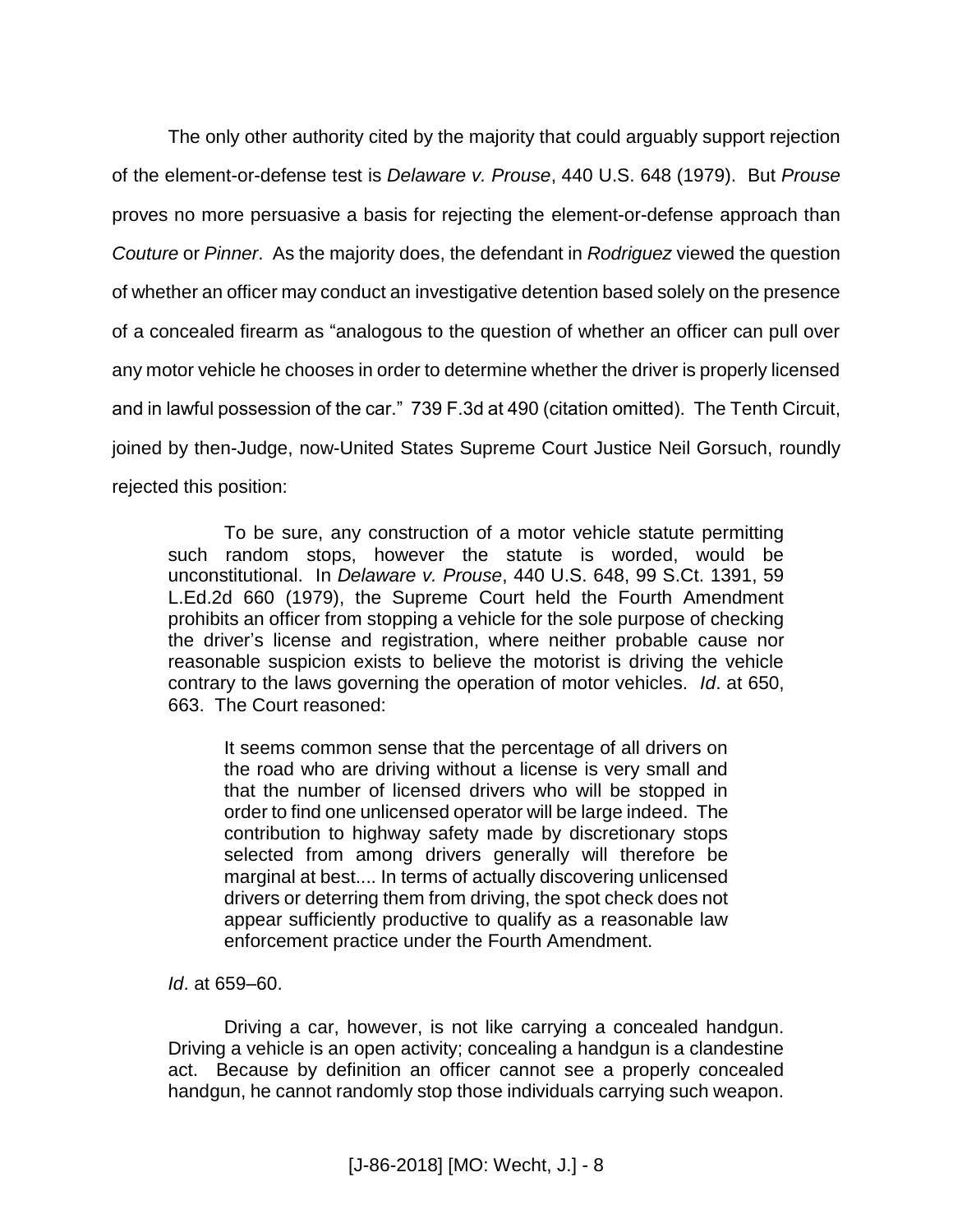The only other authority cited by the majority that could arguably support rejection of the element-or-defense test is *Delaware v. Prouse*, 440 U.S. 648 (1979). But *Prouse* proves no more persuasive a basis for rejecting the element-or-defense approach than *Couture* or *Pinner*. As the majority does, the defendant in *Rodriguez* viewed the question of whether an officer may conduct an investigative detention based solely on the presence of a concealed firearm as "analogous to the question of whether an officer can pull over any motor vehicle he chooses in order to determine whether the driver is properly licensed and in lawful possession of the car." 739 F.3d at 490 (citation omitted). The Tenth Circuit, joined by then-Judge, now-United States Supreme Court Justice Neil Gorsuch, roundly rejected this position:

> To be sure, any construction of a motor vehicle statute permitting such random stops, however the statute is worded, would be unconstitutional. In *Delaware v. Prouse*, 440 U.S. 648, 99 S.Ct. 1391, 59 L.Ed.2d 660 (1979), the Supreme Court held the Fourth Amendment prohibits an officer from stopping a vehicle for the sole purpose of checking the driver's license and registration, where neither probable cause nor reasonable suspicion exists to believe the motorist is driving the vehicle contrary to the laws governing the operation of motor vehicles. *Id*. at 650, 663. The Court reasoned:
>
>> It seems common sense that the percentage of all drivers on the road who are driving without a license is very small and that the number of licensed drivers who will be stopped in order to find one unlicensed operator will be large indeed. The contribution to highway safety made by discretionary stops selected from among drivers generally will therefore be marginal at best.... In terms of actually discovering unlicensed drivers or deterring them from driving, the spot check does not appear sufficiently productive to qualify as a reasonable law enforcement practice under the Fourth Amendment.
>
> *Id*. at 659–60.
>
> Driving a car, however, is not like carrying a concealed handgun. Driving a vehicle is an open activity; concealing a handgun is a clandestine act. Because by definition an officer cannot see a properly concealed handgun, he cannot randomly stop those individuals carrying such weapon.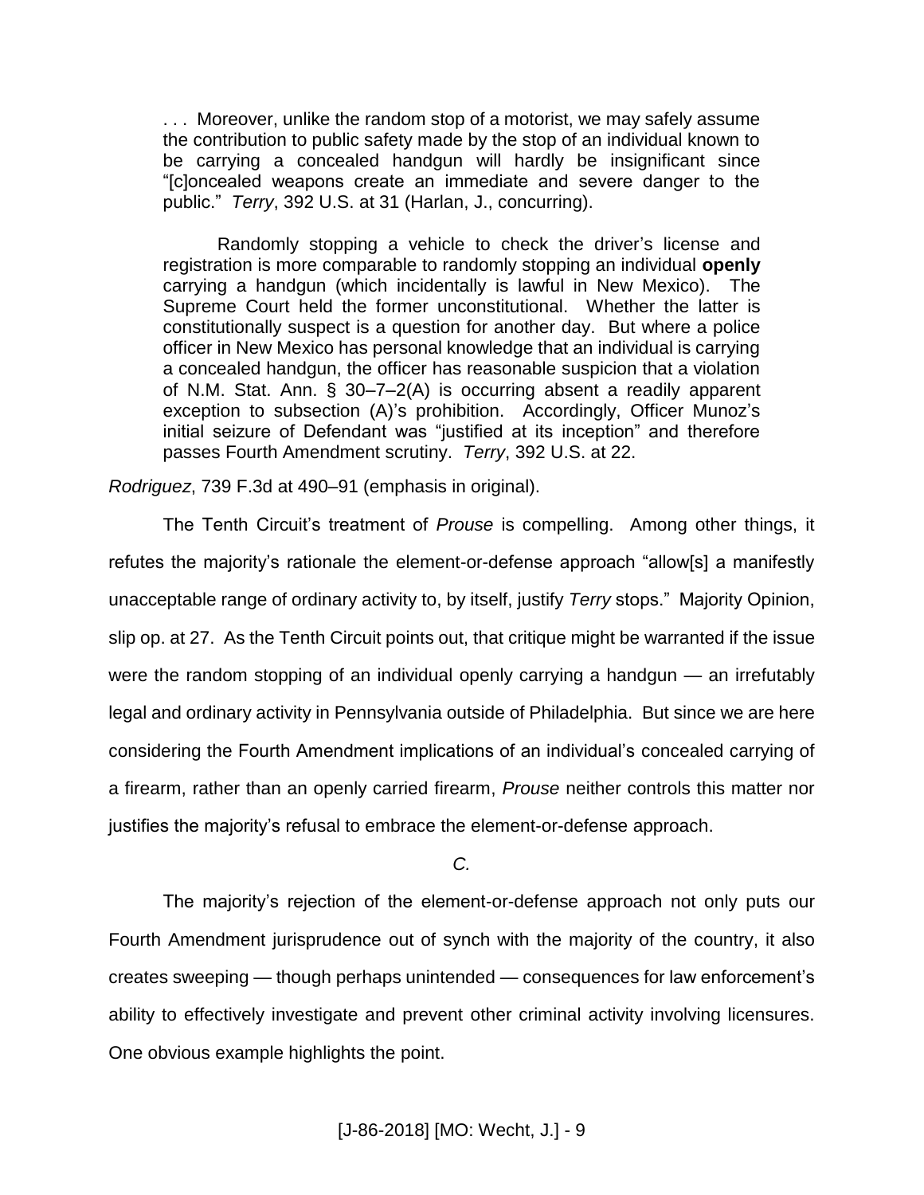> . . . Moreover, unlike the random stop of a motorist, we may safely assume the contribution to public safety made by the stop of an individual known to be carrying a concealed handgun will hardly be insignificant since "[c]oncealed weapons create an immediate and severe danger to the public." *Terry*, 392 U.S. at 31 (Harlan, J., concurring).
>
> Randomly stopping a vehicle to check the driver's license and registration is more comparable to randomly stopping an individual **openly** carrying a handgun (which incidentally is lawful in New Mexico). The Supreme Court held the former unconstitutional. Whether the latter is constitutionally suspect is a question for another day. But where a police officer in New Mexico has personal knowledge that an individual is carrying a concealed handgun, the officer has reasonable suspicion that a violation of N.M. Stat. Ann. § 30–7–2(A) is occurring absent a readily apparent exception to subsection (A)'s prohibition. Accordingly, Officer Munoz's initial seizure of Defendant was "justified at its inception" and therefore passes Fourth Amendment scrutiny. *Terry*, 392 U.S. at 22.

*Rodriguez*, 739 F.3d at 490–91 (emphasis in original).

The Tenth Circuit's treatment of *Prouse* is compelling. Among other things, it refutes the majority's rationale the element-or-defense approach "allow[s] a manifestly unacceptable range of ordinary activity to, by itself, justify *Terry* stops." Majority Opinion, slip op. at 27. As the Tenth Circuit points out, that critique might be warranted if the issue were the random stopping of an individual openly carrying a handgun — an irrefutably legal and ordinary activity in Pennsylvania outside of Philadelphia. But since we are here considering the Fourth Amendment implications of an individual's concealed carrying of a firearm, rather than an openly carried firearm, *Prouse* neither controls this matter nor justifies the majority's refusal to embrace the element-or-defense approach.

*C.*

The majority's rejection of the element-or-defense approach not only puts our Fourth Amendment jurisprudence out of synch with the majority of the country, it also creates sweeping — though perhaps unintended — consequences for law enforcement's ability to effectively investigate and prevent other criminal activity involving licensures. One obvious example highlights the point.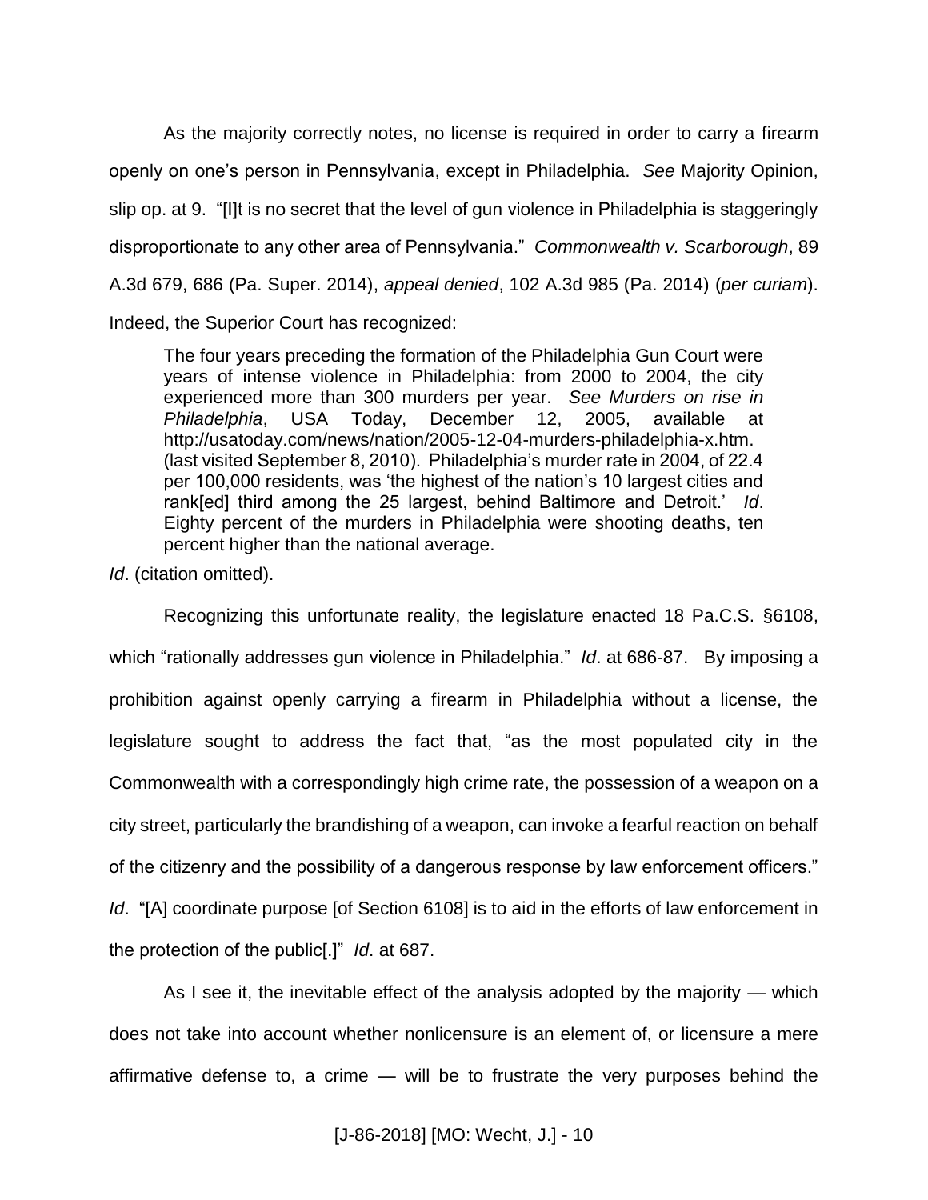As the majority correctly notes, no license is required in order to carry a firearm openly on one's person in Pennsylvania, except in Philadelphia. *See* Majority Opinion, slip op. at 9. "[I]t is no secret that the level of gun violence in Philadelphia is staggeringly disproportionate to any other area of Pennsylvania." *Commonwealth v. Scarborough*, 89 A.3d 679, 686 (Pa. Super. 2014), *appeal denied*, 102 A.3d 985 (Pa. 2014) (*per curiam*). Indeed, the Superior Court has recognized:

> The four years preceding the formation of the Philadelphia Gun Court were years of intense violence in Philadelphia: from 2000 to 2004, the city experienced more than 300 murders per year. *See Murders on rise in Philadelphia*, USA Today, December 12, 2005, available at http://usatoday.com/news/nation/2005-12-04-murders-philadelphia-x.htm. (last visited September 8, 2010). Philadelphia's murder rate in 2004, of 22.4 per 100,000 residents, was 'the highest of the nation's 10 largest cities and rank[ed] third among the 25 largest, behind Baltimore and Detroit.' *Id*. Eighty percent of the murders in Philadelphia were shooting deaths, ten percent higher than the national average.

*Id*. (citation omitted).

Recognizing this unfortunate reality, the legislature enacted 18 Pa.C.S. §6108, which "rationally addresses gun violence in Philadelphia." *Id*. at 686-87. By imposing a prohibition against openly carrying a firearm in Philadelphia without a license, the legislature sought to address the fact that, "as the most populated city in the Commonwealth with a correspondingly high crime rate, the possession of a weapon on a city street, particularly the brandishing of a weapon, can invoke a fearful reaction on behalf of the citizenry and the possibility of a dangerous response by law enforcement officers." *Id*. "[A] coordinate purpose [of Section 6108] is to aid in the efforts of law enforcement in the protection of the public[.]" *Id*. at 687.

As I see it, the inevitable effect of the analysis adopted by the majority — which does not take into account whether nonlicensure is an element of, or licensure a mere affirmative defense to, a crime — will be to frustrate the very purposes behind the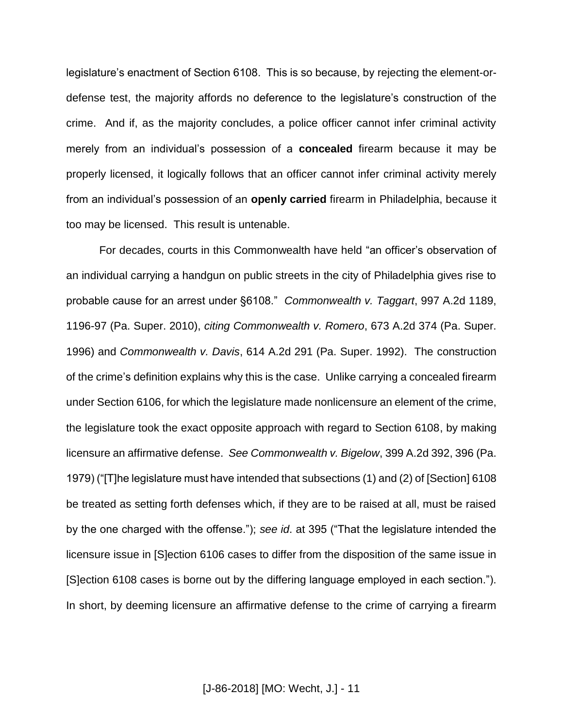legislature's enactment of Section 6108. This is so because, by rejecting the element-or-defense test, the majority affords no deference to the legislature's construction of the crime. And if, as the majority concludes, a police officer cannot infer criminal activity merely from an individual's possession of a **concealed** firearm because it may be properly licensed, it logically follows that an officer cannot infer criminal activity merely from an individual's possession of an **openly carried** firearm in Philadelphia, because it too may be licensed. This result is untenable.

For decades, courts in this Commonwealth have held "an officer's observation of an individual carrying a handgun on public streets in the city of Philadelphia gives rise to probable cause for an arrest under §6108." *Commonwealth v. Taggart*, 997 A.2d 1189, 1196-97 (Pa. Super. 2010), *citing Commonwealth v. Romero*, 673 A.2d 374 (Pa. Super. 1996) and *Commonwealth v. Davis*, 614 A.2d 291 (Pa. Super. 1992). The construction of the crime's definition explains why this is the case. Unlike carrying a concealed firearm under Section 6106, for which the legislature made nonlicensure an element of the crime, the legislature took the exact opposite approach with regard to Section 6108, by making licensure an affirmative defense. *See Commonwealth v. Bigelow*, 399 A.2d 392, 396 (Pa. 1979) ("[T]he legislature must have intended that subsections (1) and (2) of [Section] 6108 be treated as setting forth defenses which, if they are to be raised at all, must be raised by the one charged with the offense."); *see id*. at 395 ("That the legislature intended the licensure issue in [S]ection 6106 cases to differ from the disposition of the same issue in [S]ection 6108 cases is borne out by the differing language employed in each section."). In short, by deeming licensure an affirmative defense to the crime of carrying a firearm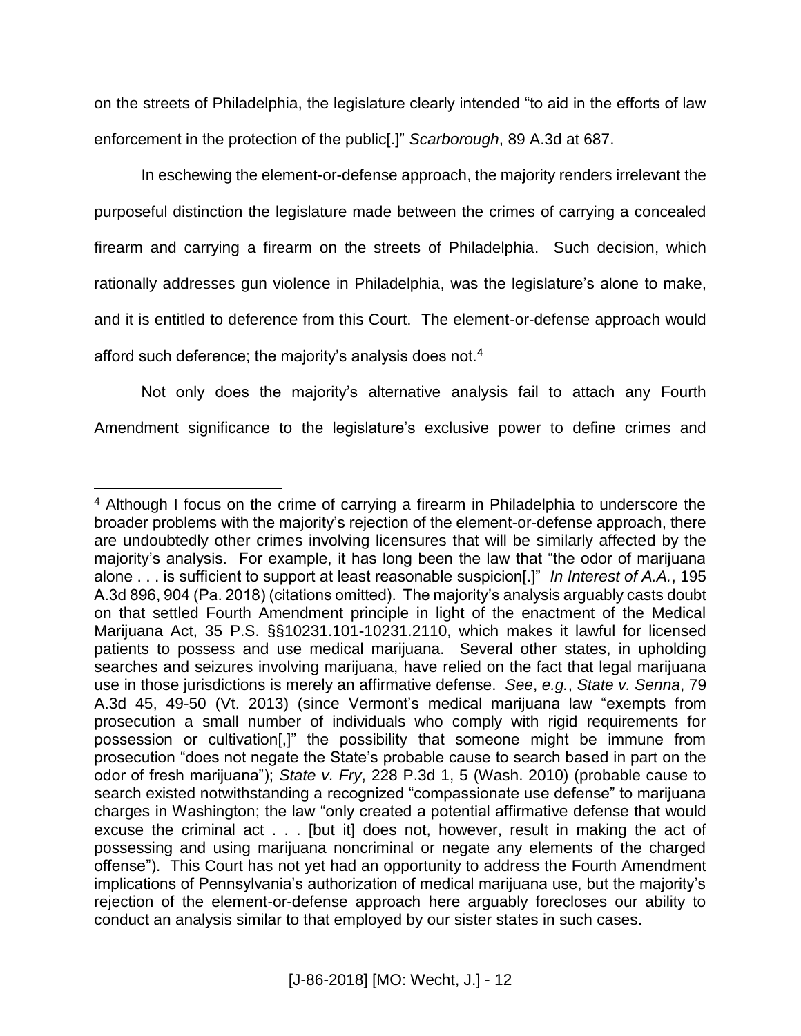on the streets of Philadelphia, the legislature clearly intended "to aid in the efforts of law enforcement in the protection of the public[.]" *Scarborough*, 89 A.3d at 687.

In eschewing the element-or-defense approach, the majority renders irrelevant the purposeful distinction the legislature made between the crimes of carrying a concealed firearm and carrying a firearm on the streets of Philadelphia. Such decision, which rationally addresses gun violence in Philadelphia, was the legislature's alone to make, and it is entitled to deference from this Court. The element-or-defense approach would afford such deference; the majority's analysis does not.[4]

Not only does the majority's alternative analysis fail to attach any Fourth Amendment significance to the legislature's exclusive power to define crimes and

---

[4] Although I focus on the crime of carrying a firearm in Philadelphia to underscore the broader problems with the majority's rejection of the element-or-defense approach, there are undoubtedly other crimes involving licensures that will be similarly affected by the majority's analysis. For example, it has long been the law that "the odor of marijuana alone . . . is sufficient to support at least reasonable suspicion[.]" *In Interest of A.A.*, 195 A.3d 896, 904 (Pa. 2018) (citations omitted). The majority's analysis arguably casts doubt on that settled Fourth Amendment principle in light of the enactment of the Medical Marijuana Act, 35 P.S. §§10231.101-10231.2110, which makes it lawful for licensed patients to possess and use medical marijuana. Several other states, in upholding searches and seizures involving marijuana, have relied on the fact that legal marijuana use in those jurisdictions is merely an affirmative defense. *See*, *e.g.*, *State v. Senna*, 79 A.3d 45, 49-50 (Vt. 2013) (since Vermont's medical marijuana law "exempts from prosecution a small number of individuals who comply with rigid requirements for possession or cultivation[,]" the possibility that someone might be immune from prosecution "does not negate the State's probable cause to search based in part on the odor of fresh marijuana"); *State v. Fry*, 228 P.3d 1, 5 (Wash. 2010) (probable cause to search existed notwithstanding a recognized "compassionate use defense" to marijuana charges in Washington; the law "only created a potential affirmative defense that would excuse the criminal act . . . [but it] does not, however, result in making the act of possessing and using marijuana noncriminal or negate any elements of the charged offense"). This Court has not yet had an opportunity to address the Fourth Amendment implications of Pennsylvania's authorization of medical marijuana use, but the majority's rejection of the element-or-defense approach here arguably forecloses our ability to conduct an analysis similar to that employed by our sister states in such cases.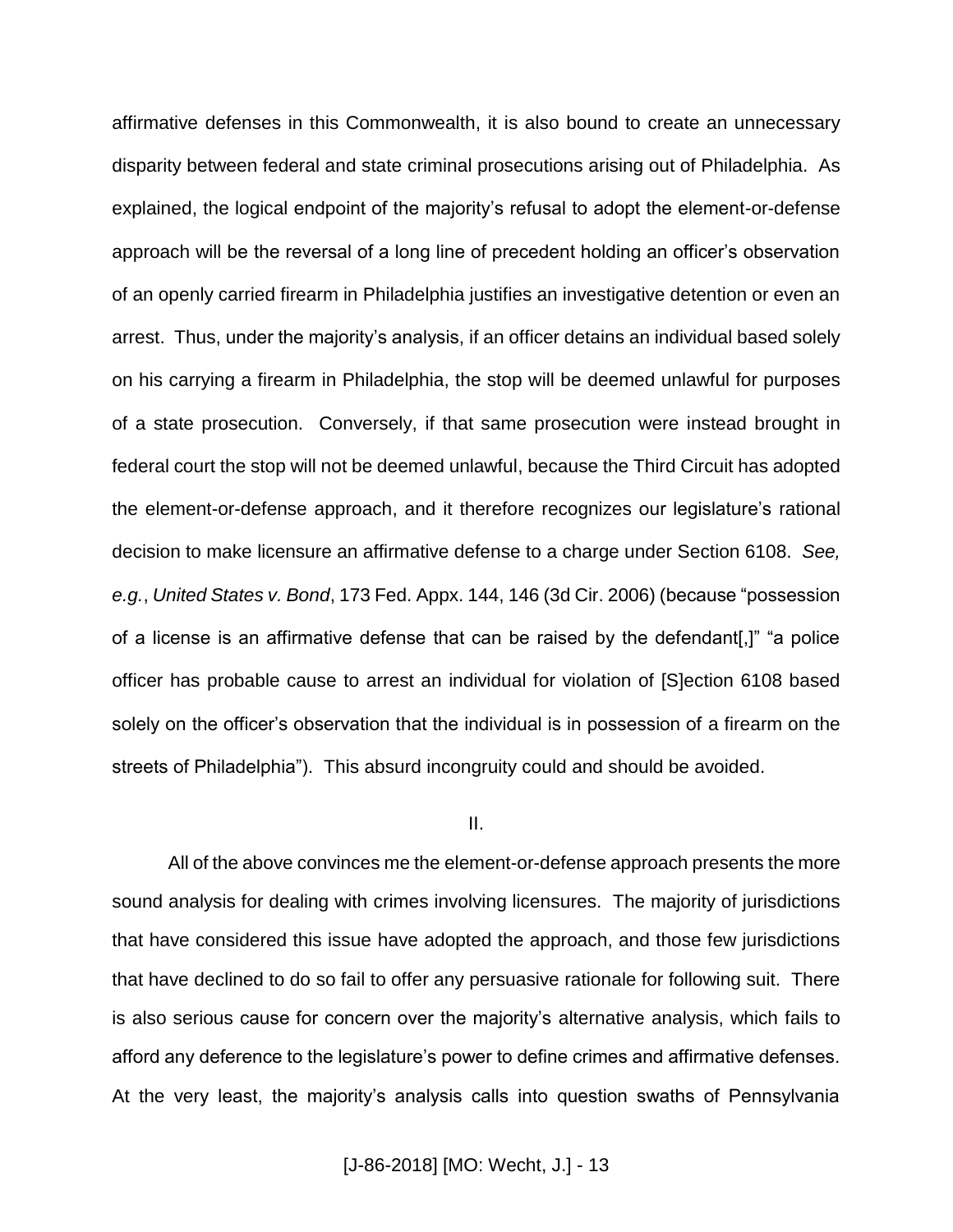affirmative defenses in this Commonwealth, it is also bound to create an unnecessary disparity between federal and state criminal prosecutions arising out of Philadelphia. As explained, the logical endpoint of the majority's refusal to adopt the element-or-defense approach will be the reversal of a long line of precedent holding an officer's observation of an openly carried firearm in Philadelphia justifies an investigative detention or even an arrest. Thus, under the majority's analysis, if an officer detains an individual based solely on his carrying a firearm in Philadelphia, the stop will be deemed unlawful for purposes of a state prosecution. Conversely, if that same prosecution were instead brought in federal court the stop will not be deemed unlawful, because the Third Circuit has adopted the element-or-defense approach, and it therefore recognizes our legislature's rational decision to make licensure an affirmative defense to a charge under Section 6108. *See, e.g.*, *United States v. Bond*, 173 Fed. Appx. 144, 146 (3d Cir. 2006) (because "possession of a license is an affirmative defense that can be raised by the defendant[,]" "a police officer has probable cause to arrest an individual for violation of [S]ection 6108 based solely on the officer's observation that the individual is in possession of a firearm on the streets of Philadelphia"). This absurd incongruity could and should be avoided.

## II.

All of the above convinces me the element-or-defense approach presents the more sound analysis for dealing with crimes involving licensures. The majority of jurisdictions that have considered this issue have adopted the approach, and those few jurisdictions that have declined to do so fail to offer any persuasive rationale for following suit. There is also serious cause for concern over the majority's alternative analysis, which fails to afford any deference to the legislature's power to define crimes and affirmative defenses. At the very least, the majority's analysis calls into question swaths of Pennsylvania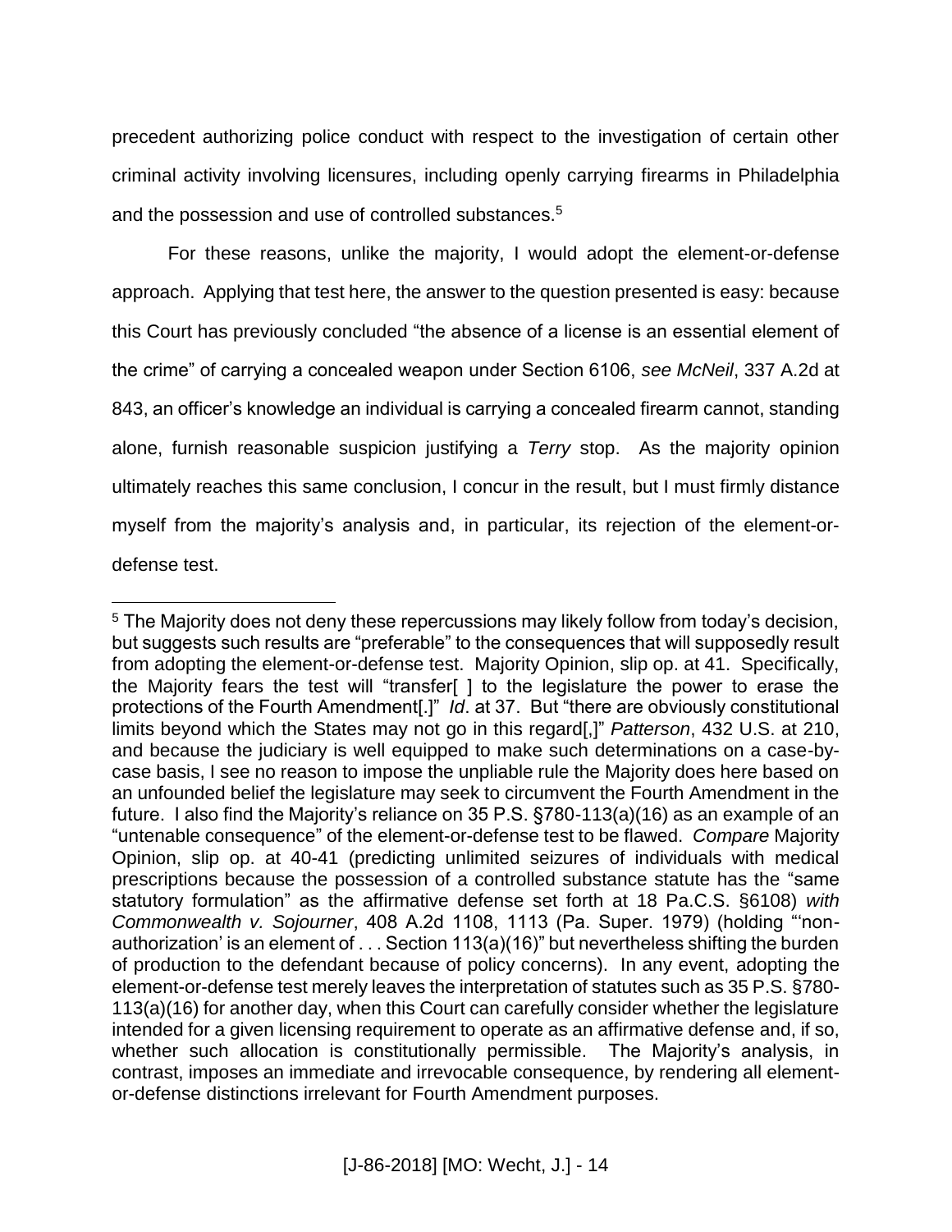precedent authorizing police conduct with respect to the investigation of certain other criminal activity involving licensures, including openly carrying firearms in Philadelphia and the possession and use of controlled substances.[5]

For these reasons, unlike the majority, I would adopt the element-or-defense approach. Applying that test here, the answer to the question presented is easy: because this Court has previously concluded "the absence of a license is an essential element of the crime" of carrying a concealed weapon under Section 6106, *see McNeil*, 337 A.2d at 843, an officer's knowledge an individual is carrying a concealed firearm cannot, standing alone, furnish reasonable suspicion justifying a *Terry* stop. As the majority opinion ultimately reaches this same conclusion, I concur in the result, but I must firmly distance myself from the majority's analysis and, in particular, its rejection of the element-or-defense test.

---

[5] The Majority does not deny these repercussions may likely follow from today's decision, but suggests such results are "preferable" to the consequences that will supposedly result from adopting the element-or-defense test. Majority Opinion, slip op. at 41. Specifically, the Majority fears the test will "transfer[ ] to the legislature the power to erase the protections of the Fourth Amendment[.]" *Id*. at 37. But "there are obviously constitutional limits beyond which the States may not go in this regard[,]" *Patterson*, 432 U.S. at 210, and because the judiciary is well equipped to make such determinations on a case-by-case basis, I see no reason to impose the unpliable rule the Majority does here based on an unfounded belief the legislature may seek to circumvent the Fourth Amendment in the future. I also find the Majority's reliance on 35 P.S. §780-113(a)(16) as an example of an "untenable consequence" of the element-or-defense test to be flawed. *Compare* Majority Opinion, slip op. at 40-41 (predicting unlimited seizures of individuals with medical prescriptions because the possession of a controlled substance statute has the "same statutory formulation" as the affirmative defense set forth at 18 Pa.C.S. §6108) *with Commonwealth v. Sojourner*, 408 A.2d 1108, 1113 (Pa. Super. 1979) (holding "'non-authorization' is an element of . . . Section 113(a)(16)" but nevertheless shifting the burden of production to the defendant because of policy concerns). In any event, adopting the element-or-defense test merely leaves the interpretation of statutes such as 35 P.S. §780-113(a)(16) for another day, when this Court can carefully consider whether the legislature intended for a given licensing requirement to operate as an affirmative defense and, if so, whether such allocation is constitutionally permissible. The Majority's analysis, in contrast, imposes an immediate and irrevocable consequence, by rendering all element-or-defense distinctions irrelevant for Fourth Amendment purposes.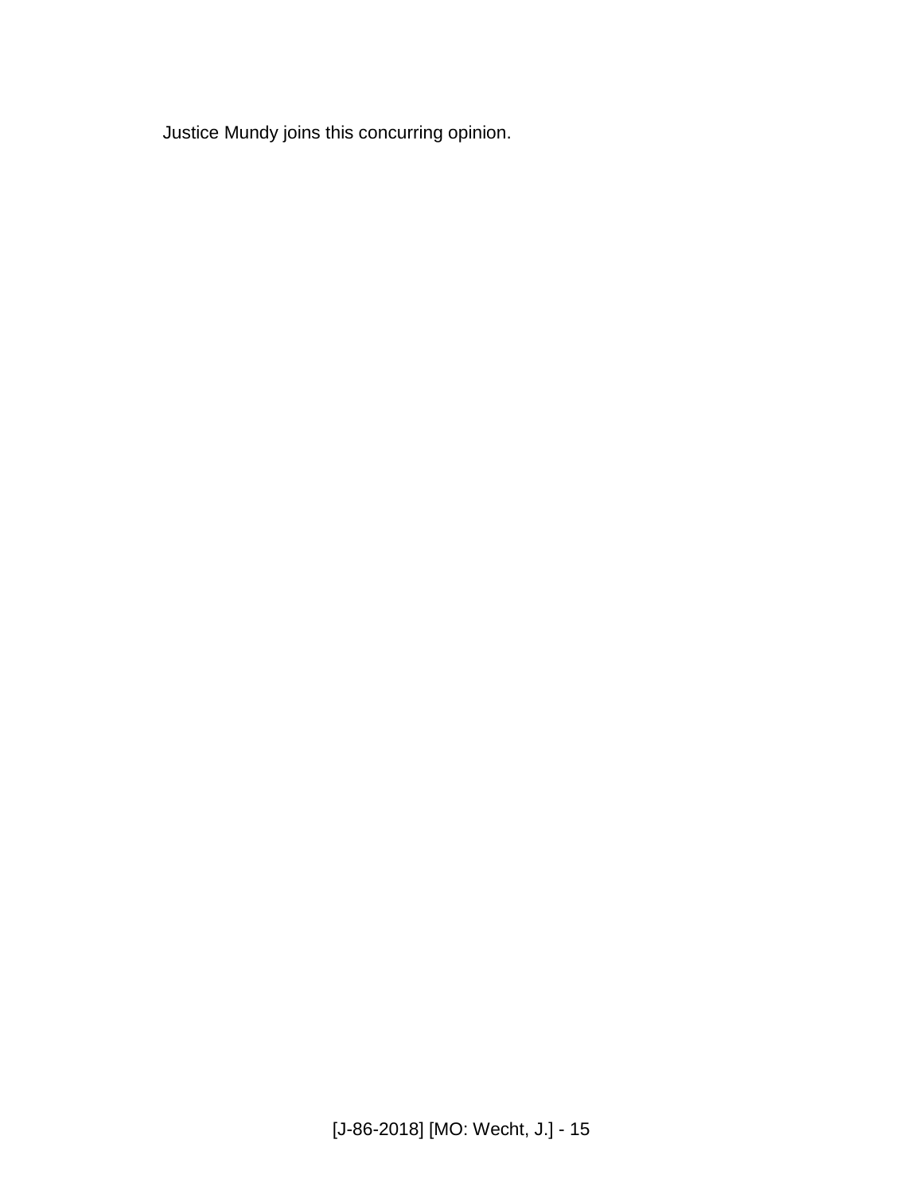Justice Mundy joins this concurring opinion.